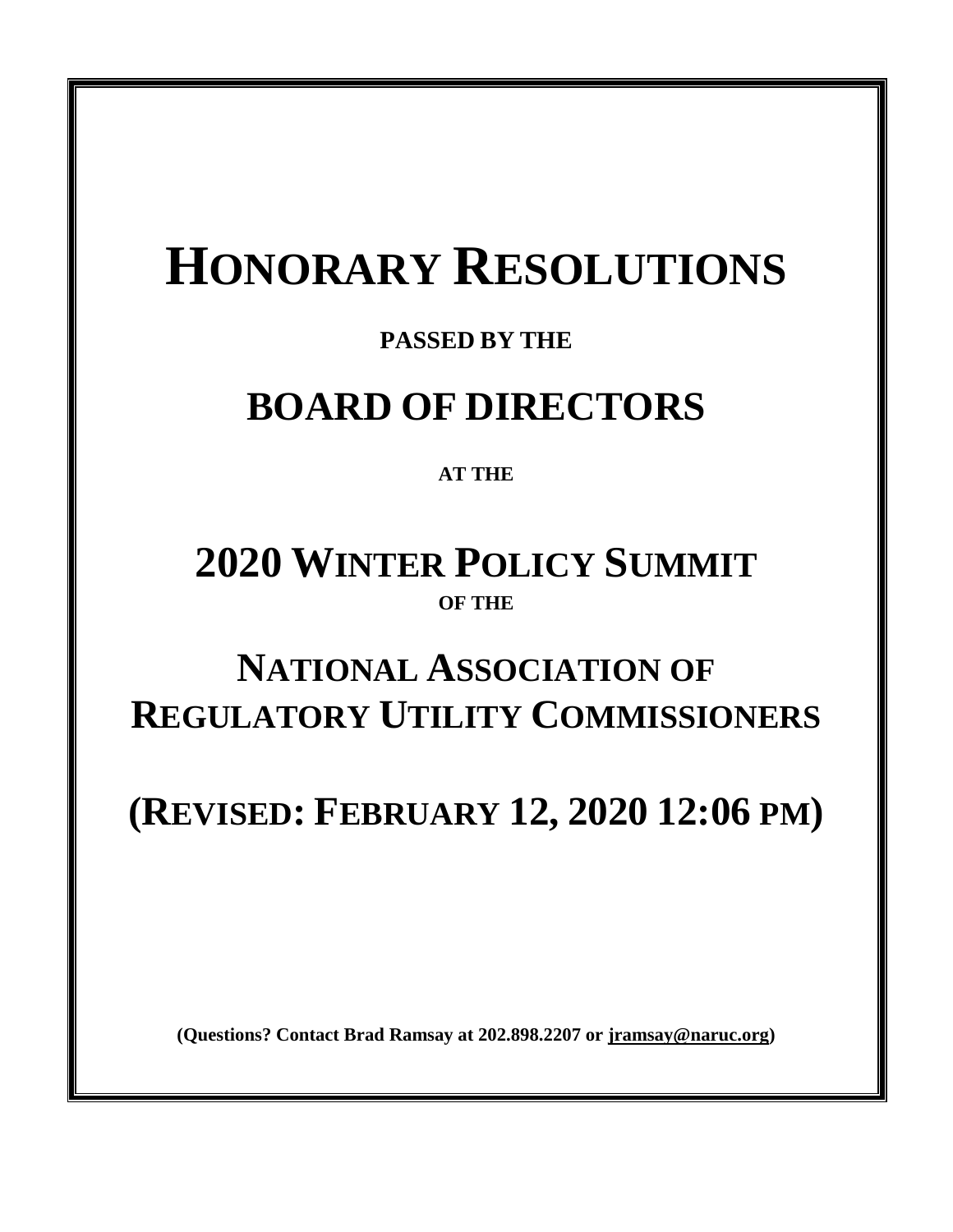# HONORARY RESOLUTIONS

**PASSED BY THE**

# BOARD OF DIRECTORS

**AT THE**

# 2020 WINTER POLICY SUMMIT

**OF THE**

# NATIONAL ASSOCIATION OF REGULATORY UTILITY COMMISSIONERS

# (REVISED: FEBRUARY 12, 2020 12:06 PM)

**(Questions? Contact Brad Ramsay at 202.898.2207 or jramsay@naruc.org)**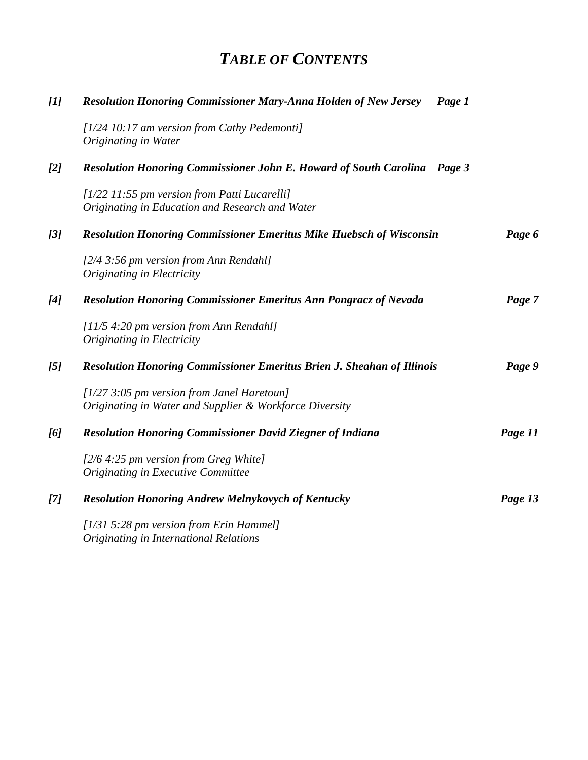# *TABLE OF CONTENTS*

***[1]*** ***Resolution Honoring Commissioner Mary-Anna Holden of New Jersey*** ***Page 1***

*[1/24 10:17 am version from Cathy Pedemonti]*
*Originating in Water*

***[2]*** ***Resolution Honoring Commissioner John E. Howard of South Carolina*** ***Page 3***

*[1/22 11:55 pm version from Patti Lucarelli]*
*Originating in Education and Research and Water*

***[3]*** ***Resolution Honoring Commissioner Emeritus Mike Huebsch of Wisconsin*** ***Page 6***

*[2/4 3:56 pm version from Ann Rendahl]*
*Originating in Electricity*

***[4]*** ***Resolution Honoring Commissioner Emeritus Ann Pongracz of Nevada*** ***Page 7***

*[11/5 4:20 pm version from Ann Rendahl]*
*Originating in Electricity*

***[5]*** ***Resolution Honoring Commissioner Emeritus Brien J. Sheahan of Illinois*** ***Page 9***

*[1/27 3:05 pm version from Janel Haretoun]*
*Originating in Water and Supplier & Workforce Diversity*

***[6]*** ***Resolution Honoring Commissioner David Ziegner of Indiana*** ***Page 11***

*[2/6 4:25 pm version from Greg White]*
*Originating in Executive Committee*

***[7]*** ***Resolution Honoring Andrew Melnykovych of Kentucky*** ***Page 13***

*[1/31 5:28 pm version from Erin Hammel]*
*Originating in International Relations*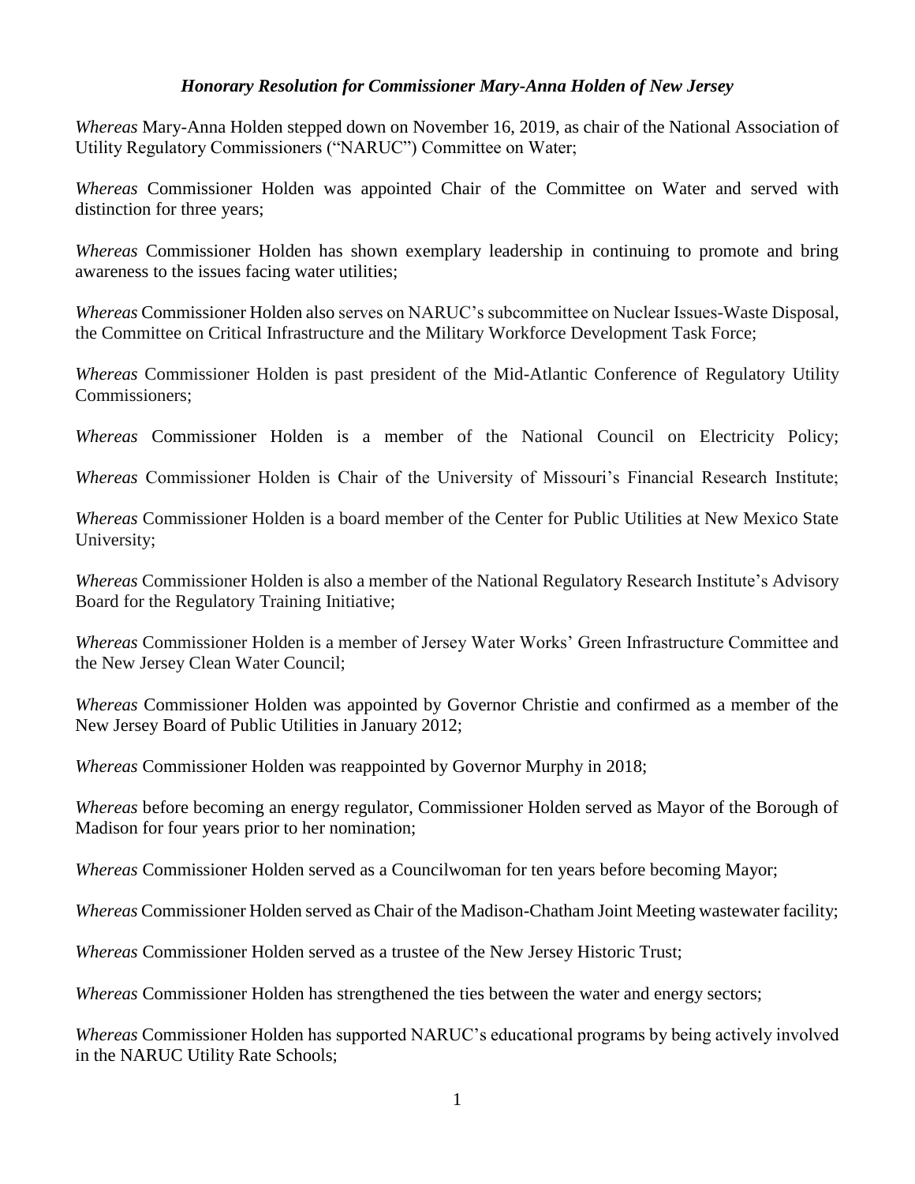### *Honorary Resolution for Commissioner Mary-Anna Holden of New Jersey*

*Whereas* Mary-Anna Holden stepped down on November 16, 2019, as chair of the National Association of Utility Regulatory Commissioners ("NARUC") Committee on Water;

*Whereas* Commissioner Holden was appointed Chair of the Committee on Water and served with distinction for three years;

*Whereas* Commissioner Holden has shown exemplary leadership in continuing to promote and bring awareness to the issues facing water utilities;

*Whereas* Commissioner Holden also serves on NARUC's subcommittee on Nuclear Issues-Waste Disposal, the Committee on Critical Infrastructure and the Military Workforce Development Task Force;

*Whereas* Commissioner Holden is past president of the Mid-Atlantic Conference of Regulatory Utility Commissioners;

*Whereas* Commissioner Holden is a member of the National Council on Electricity Policy;

*Whereas* Commissioner Holden is Chair of the University of Missouri's Financial Research Institute;

*Whereas* Commissioner Holden is a board member of the Center for Public Utilities at New Mexico State University;

*Whereas* Commissioner Holden is also a member of the National Regulatory Research Institute's Advisory Board for the Regulatory Training Initiative;

*Whereas* Commissioner Holden is a member of Jersey Water Works' Green Infrastructure Committee and the New Jersey Clean Water Council;

*Whereas* Commissioner Holden was appointed by Governor Christie and confirmed as a member of the New Jersey Board of Public Utilities in January 2012;

*Whereas* Commissioner Holden was reappointed by Governor Murphy in 2018;

*Whereas* before becoming an energy regulator, Commissioner Holden served as Mayor of the Borough of Madison for four years prior to her nomination;

*Whereas* Commissioner Holden served as a Councilwoman for ten years before becoming Mayor;

*Whereas* Commissioner Holden served as Chair of the Madison-Chatham Joint Meeting wastewater facility;

*Whereas* Commissioner Holden served as a trustee of the New Jersey Historic Trust;

*Whereas* Commissioner Holden has strengthened the ties between the water and energy sectors;

*Whereas* Commissioner Holden has supported NARUC's educational programs by being actively involved in the NARUC Utility Rate Schools;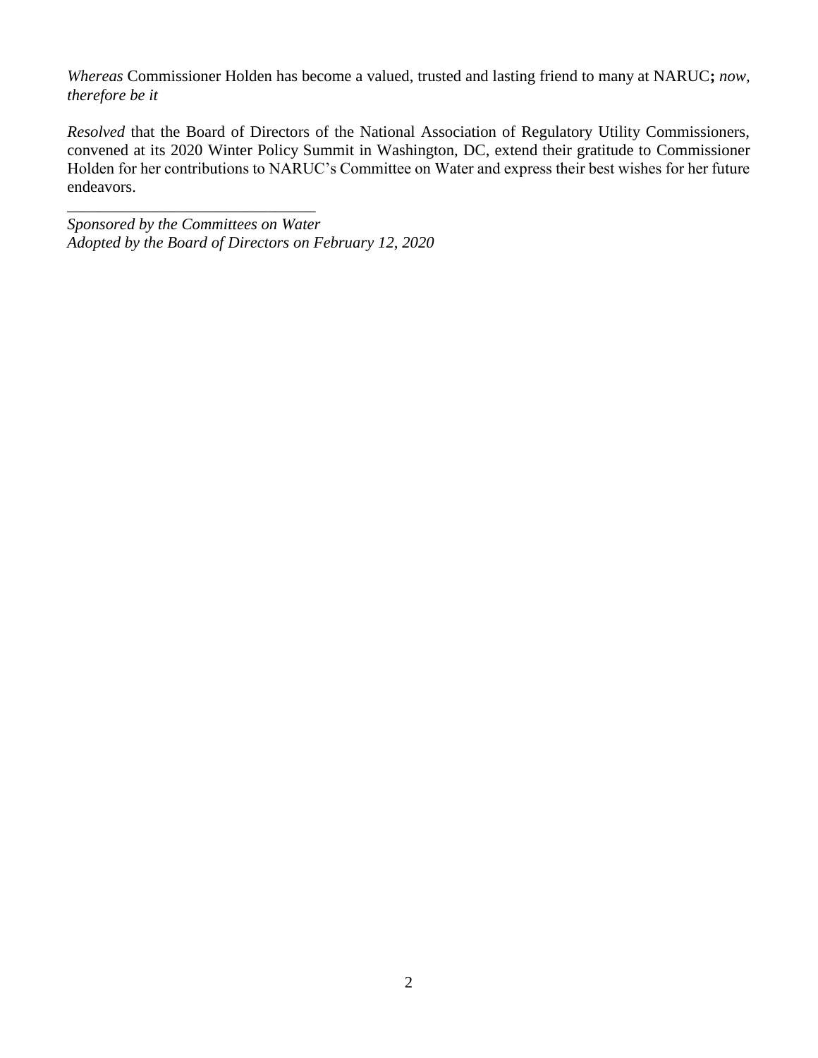*Whereas* Commissioner Holden has become a valued, trusted and lasting friend to many at NARUC**;** *now, therefore be it*

*Resolved* that the Board of Directors of the National Association of Regulatory Utility Commissioners, convened at its 2020 Winter Policy Summit in Washington, DC, extend their gratitude to Commissioner Holden for her contributions to NARUC's Committee on Water and express their best wishes for her future endeavors.

\_\_\_\_\_\_\_\_\_\_\_\_\_\_\_\_\_\_\_\_\_\_\_\_\_\_\_\_\_\_\_\_

*Sponsored by the Committees on Water*
*Adopted by the Board of Directors on February 12, 2020*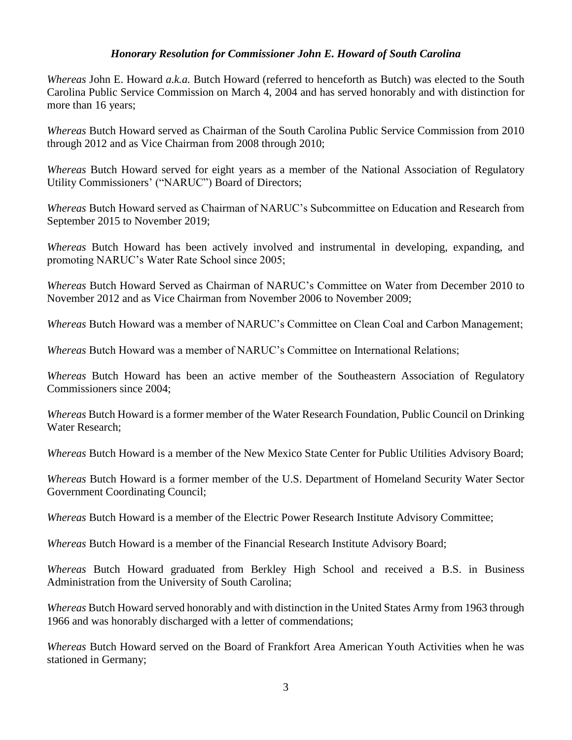### *Honorary Resolution for Commissioner John E. Howard of South Carolina*

*Whereas* John E. Howard *a.k.a.* Butch Howard (referred to henceforth as Butch) was elected to the South Carolina Public Service Commission on March 4, 2004 and has served honorably and with distinction for more than 16 years;

*Whereas* Butch Howard served as Chairman of the South Carolina Public Service Commission from 2010 through 2012 and as Vice Chairman from 2008 through 2010;

*Whereas* Butch Howard served for eight years as a member of the National Association of Regulatory Utility Commissioners' ("NARUC") Board of Directors;

*Whereas* Butch Howard served as Chairman of NARUC's Subcommittee on Education and Research from September 2015 to November 2019;

*Whereas* Butch Howard has been actively involved and instrumental in developing, expanding, and promoting NARUC's Water Rate School since 2005;

*Whereas* Butch Howard Served as Chairman of NARUC's Committee on Water from December 2010 to November 2012 and as Vice Chairman from November 2006 to November 2009;

*Whereas* Butch Howard was a member of NARUC's Committee on Clean Coal and Carbon Management;

*Whereas* Butch Howard was a member of NARUC's Committee on International Relations;

*Whereas* Butch Howard has been an active member of the Southeastern Association of Regulatory Commissioners since 2004;

*Whereas* Butch Howard is a former member of the Water Research Foundation, Public Council on Drinking Water Research;

*Whereas* Butch Howard is a member of the New Mexico State Center for Public Utilities Advisory Board;

*Whereas* Butch Howard is a former member of the U.S. Department of Homeland Security Water Sector Government Coordinating Council;

*Whereas* Butch Howard is a member of the Electric Power Research Institute Advisory Committee;

*Whereas* Butch Howard is a member of the Financial Research Institute Advisory Board;

*Whereas* Butch Howard graduated from Berkley High School and received a B.S. in Business Administration from the University of South Carolina;

*Whereas* Butch Howard served honorably and with distinction in the United States Army from 1963 through 1966 and was honorably discharged with a letter of commendations;

*Whereas* Butch Howard served on the Board of Frankfort Area American Youth Activities when he was stationed in Germany;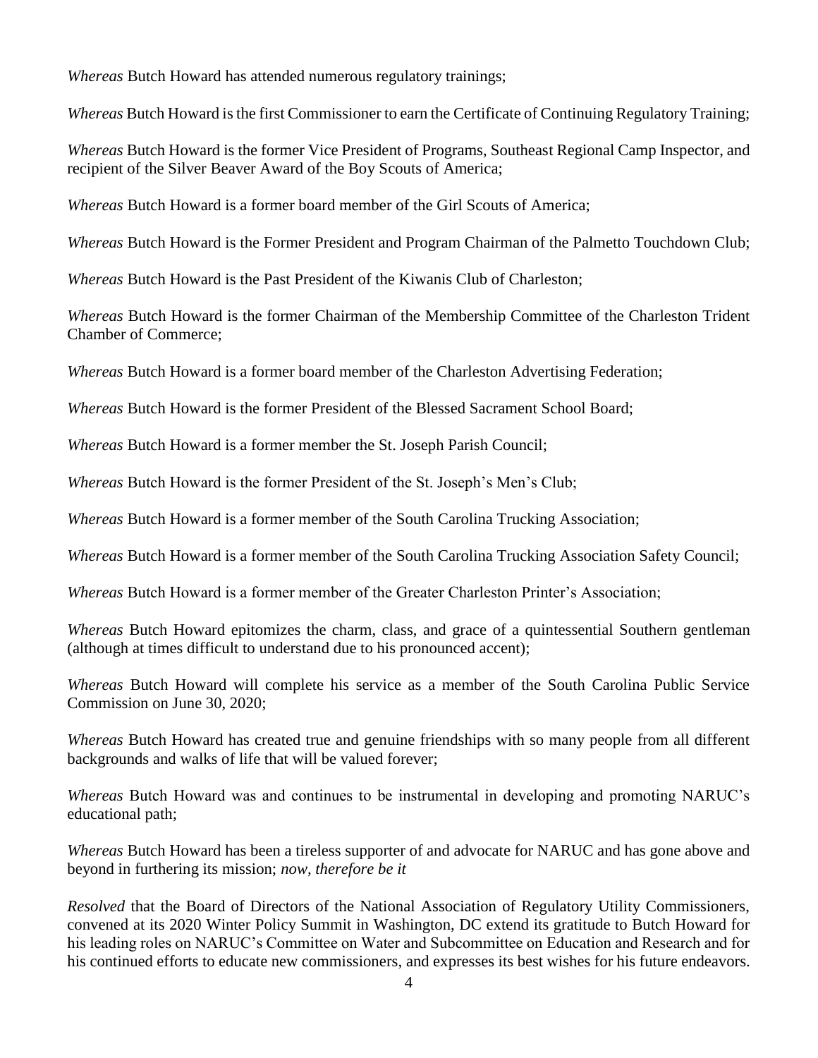*Whereas* Butch Howard has attended numerous regulatory trainings;

*Whereas* Butch Howard is the first Commissioner to earn the Certificate of Continuing Regulatory Training;

*Whereas* Butch Howard is the former Vice President of Programs, Southeast Regional Camp Inspector, and recipient of the Silver Beaver Award of the Boy Scouts of America;

*Whereas* Butch Howard is a former board member of the Girl Scouts of America;

*Whereas* Butch Howard is the Former President and Program Chairman of the Palmetto Touchdown Club;

*Whereas* Butch Howard is the Past President of the Kiwanis Club of Charleston;

*Whereas* Butch Howard is the former Chairman of the Membership Committee of the Charleston Trident Chamber of Commerce;

*Whereas* Butch Howard is a former board member of the Charleston Advertising Federation;

*Whereas* Butch Howard is the former President of the Blessed Sacrament School Board;

*Whereas* Butch Howard is a former member the St. Joseph Parish Council;

*Whereas* Butch Howard is the former President of the St. Joseph's Men's Club;

*Whereas* Butch Howard is a former member of the South Carolina Trucking Association;

*Whereas* Butch Howard is a former member of the South Carolina Trucking Association Safety Council;

*Whereas* Butch Howard is a former member of the Greater Charleston Printer's Association;

*Whereas* Butch Howard epitomizes the charm, class, and grace of a quintessential Southern gentleman (although at times difficult to understand due to his pronounced accent);

*Whereas* Butch Howard will complete his service as a member of the South Carolina Public Service Commission on June 30, 2020;

*Whereas* Butch Howard has created true and genuine friendships with so many people from all different backgrounds and walks of life that will be valued forever;

*Whereas* Butch Howard was and continues to be instrumental in developing and promoting NARUC's educational path;

*Whereas* Butch Howard has been a tireless supporter of and advocate for NARUC and has gone above and beyond in furthering its mission; *now, therefore be it*

*Resolved* that the Board of Directors of the National Association of Regulatory Utility Commissioners, convened at its 2020 Winter Policy Summit in Washington, DC extend its gratitude to Butch Howard for his leading roles on NARUC's Committee on Water and Subcommittee on Education and Research and for his continued efforts to educate new commissioners, and expresses its best wishes for his future endeavors.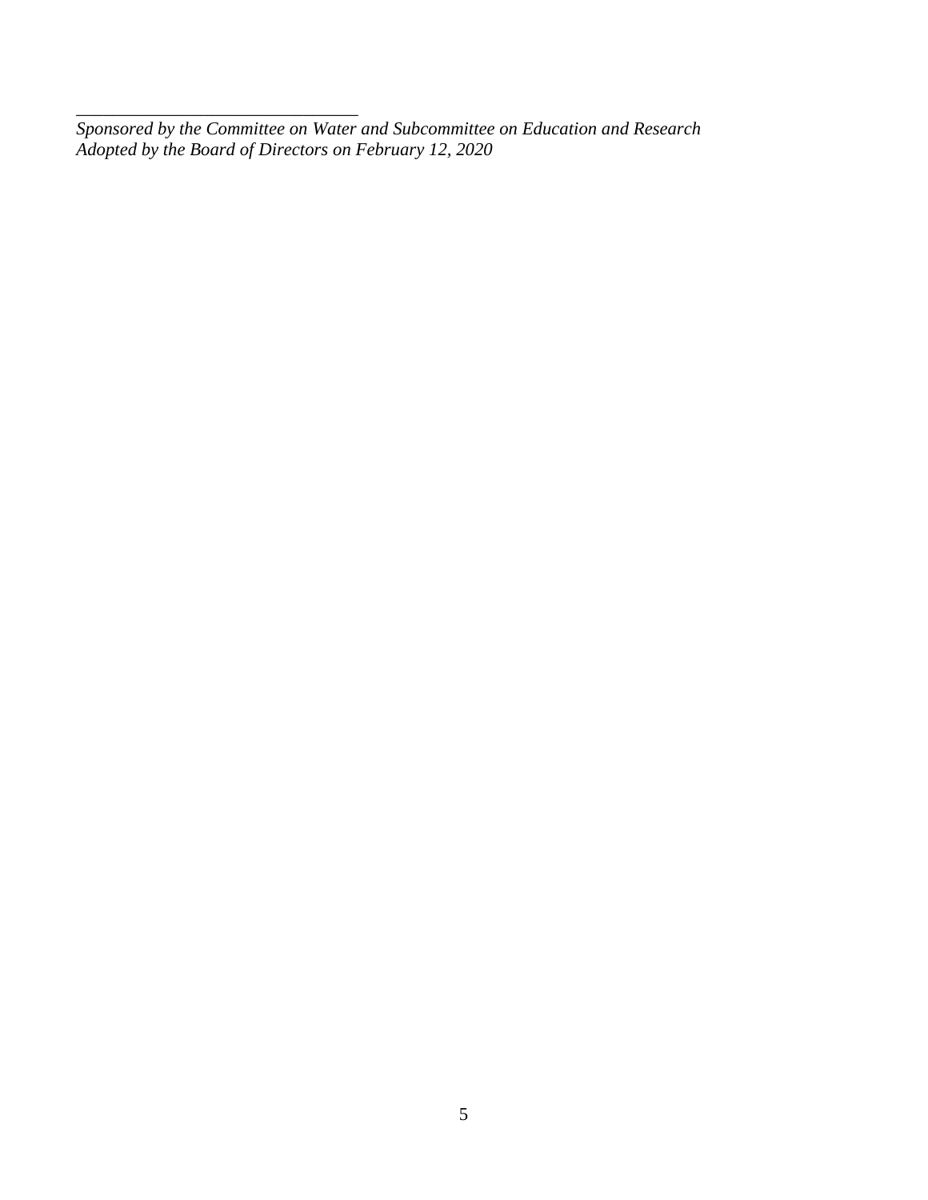---

*Sponsored by the Committee on Water and Subcommittee on Education and Research*
*Adopted by the Board of Directors on February 12, 2020*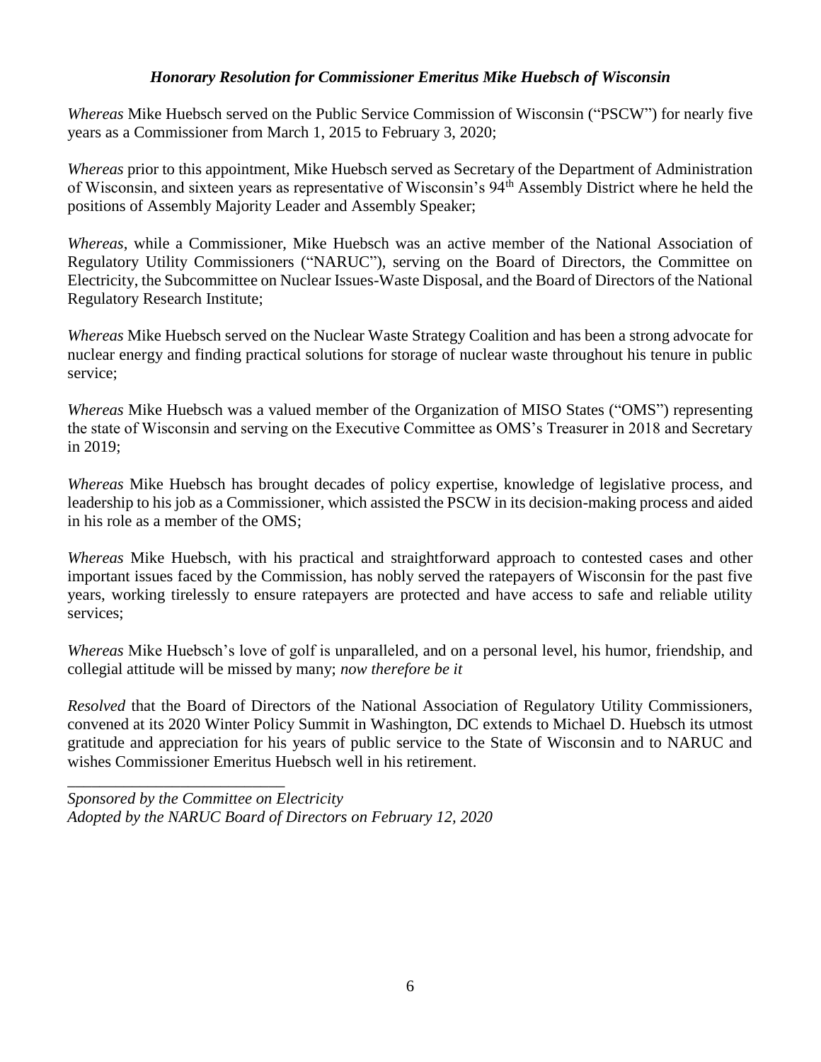***Honorary Resolution for Commissioner Emeritus Mike Huebsch of Wisconsin***

*Whereas* Mike Huebsch served on the Public Service Commission of Wisconsin ("PSCW") for nearly five years as a Commissioner from March 1, 2015 to February 3, 2020;

*Whereas* prior to this appointment, Mike Huebsch served as Secretary of the Department of Administration of Wisconsin, and sixteen years as representative of Wisconsin's 94th Assembly District where he held the positions of Assembly Majority Leader and Assembly Speaker;

*Whereas*, while a Commissioner, Mike Huebsch was an active member of the National Association of Regulatory Utility Commissioners ("NARUC"), serving on the Board of Directors, the Committee on Electricity, the Subcommittee on Nuclear Issues-Waste Disposal, and the Board of Directors of the National Regulatory Research Institute;

*Whereas* Mike Huebsch served on the Nuclear Waste Strategy Coalition and has been a strong advocate for nuclear energy and finding practical solutions for storage of nuclear waste throughout his tenure in public service;

*Whereas* Mike Huebsch was a valued member of the Organization of MISO States ("OMS") representing the state of Wisconsin and serving on the Executive Committee as OMS's Treasurer in 2018 and Secretary in 2019;

*Whereas* Mike Huebsch has brought decades of policy expertise, knowledge of legislative process, and leadership to his job as a Commissioner, which assisted the PSCW in its decision-making process and aided in his role as a member of the OMS;

*Whereas* Mike Huebsch, with his practical and straightforward approach to contested cases and other important issues faced by the Commission, has nobly served the ratepayers of Wisconsin for the past five years, working tirelessly to ensure ratepayers are protected and have access to safe and reliable utility services;

*Whereas* Mike Huebsch's love of golf is unparalleled, and on a personal level, his humor, friendship, and collegial attitude will be missed by many; *now therefore be it*

*Resolved* that the Board of Directors of the National Association of Regulatory Utility Commissioners, convened at its 2020 Winter Policy Summit in Washington, DC extends to Michael D. Huebsch its utmost gratitude and appreciation for his years of public service to the State of Wisconsin and to NARUC and wishes Commissioner Emeritus Huebsch well in his retirement.

---

*Sponsored by the Committee on Electricity*
*Adopted by the NARUC Board of Directors on February 12, 2020*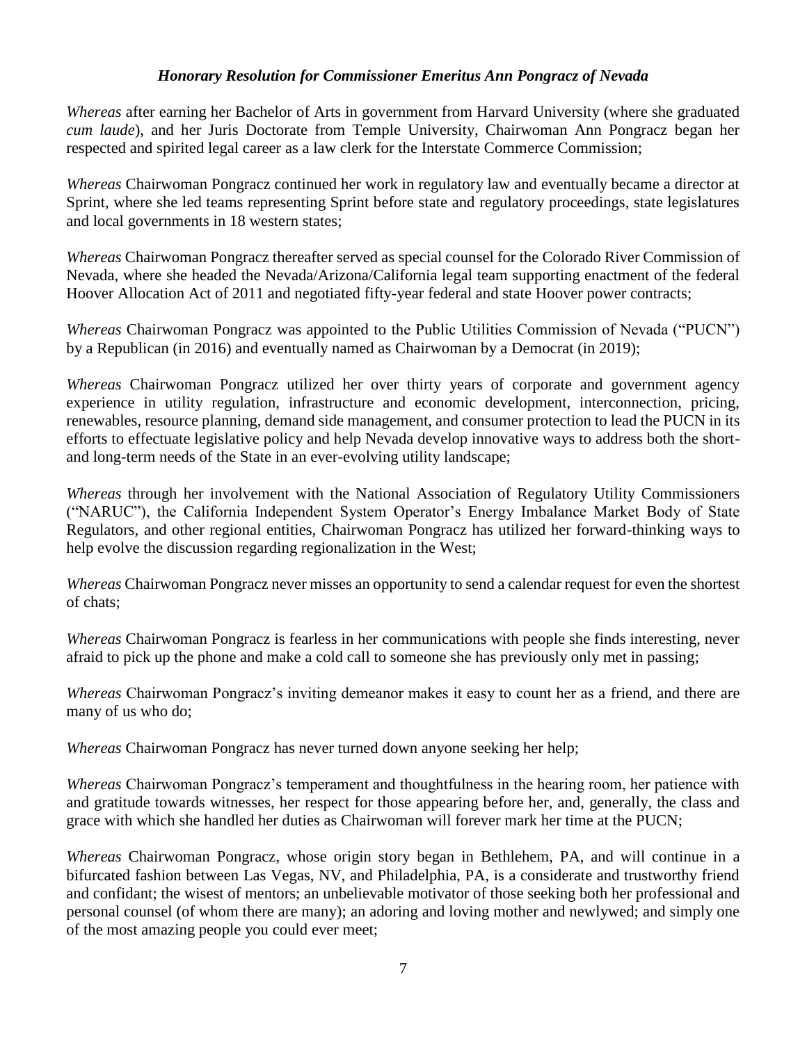## ***Honorary Resolution for Commissioner Emeritus Ann Pongracz of Nevada***

*Whereas* after earning her Bachelor of Arts in government from Harvard University (where she graduated *cum laude*), and her Juris Doctorate from Temple University, Chairwoman Ann Pongracz began her respected and spirited legal career as a law clerk for the Interstate Commerce Commission;

*Whereas* Chairwoman Pongracz continued her work in regulatory law and eventually became a director at Sprint, where she led teams representing Sprint before state and regulatory proceedings, state legislatures and local governments in 18 western states;

*Whereas* Chairwoman Pongracz thereafter served as special counsel for the Colorado River Commission of Nevada, where she headed the Nevada/Arizona/California legal team supporting enactment of the federal Hoover Allocation Act of 2011 and negotiated fifty-year federal and state Hoover power contracts;

*Whereas* Chairwoman Pongracz was appointed to the Public Utilities Commission of Nevada ("PUCN") by a Republican (in 2016) and eventually named as Chairwoman by a Democrat (in 2019);

*Whereas* Chairwoman Pongracz utilized her over thirty years of corporate and government agency experience in utility regulation, infrastructure and economic development, interconnection, pricing, renewables, resource planning, demand side management, and consumer protection to lead the PUCN in its efforts to effectuate legislative policy and help Nevada develop innovative ways to address both the short- and long-term needs of the State in an ever-evolving utility landscape;

*Whereas* through her involvement with the National Association of Regulatory Utility Commissioners ("NARUC"), the California Independent System Operator's Energy Imbalance Market Body of State Regulators, and other regional entities, Chairwoman Pongracz has utilized her forward-thinking ways to help evolve the discussion regarding regionalization in the West;

*Whereas* Chairwoman Pongracz never misses an opportunity to send a calendar request for even the shortest of chats;

*Whereas* Chairwoman Pongracz is fearless in her communications with people she finds interesting, never afraid to pick up the phone and make a cold call to someone she has previously only met in passing;

*Whereas* Chairwoman Pongracz's inviting demeanor makes it easy to count her as a friend, and there are many of us who do;

*Whereas* Chairwoman Pongracz has never turned down anyone seeking her help;

*Whereas* Chairwoman Pongracz's temperament and thoughtfulness in the hearing room, her patience with and gratitude towards witnesses, her respect for those appearing before her, and, generally, the class and grace with which she handled her duties as Chairwoman will forever mark her time at the PUCN;

*Whereas* Chairwoman Pongracz, whose origin story began in Bethlehem, PA, and will continue in a bifurcated fashion between Las Vegas, NV, and Philadelphia, PA, is a considerate and trustworthy friend and confidant; the wisest of mentors; an unbelievable motivator of those seeking both her professional and personal counsel (of whom there are many); an adoring and loving mother and newlywed; and simply one of the most amazing people you could ever meet;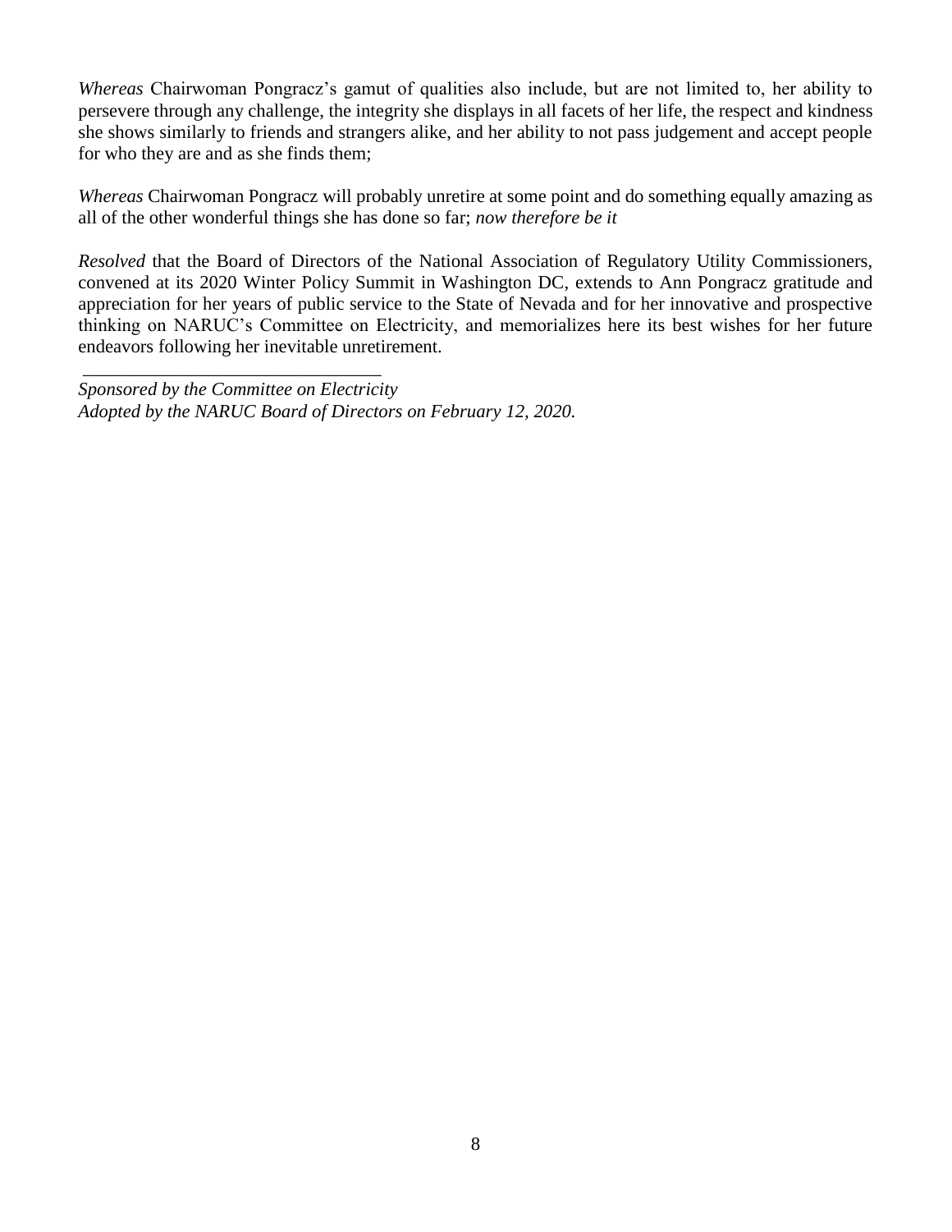*Whereas* Chairwoman Pongracz's gamut of qualities also include, but are not limited to, her ability to persevere through any challenge, the integrity she displays in all facets of her life, the respect and kindness she shows similarly to friends and strangers alike, and her ability to not pass judgement and accept people for who they are and as she finds them;

*Whereas* Chairwoman Pongracz will probably unretire at some point and do something equally amazing as all of the other wonderful things she has done so far; *now therefore be it*

*Resolved* that the Board of Directors of the National Association of Regulatory Utility Commissioners, convened at its 2020 Winter Policy Summit in Washington DC, extends to Ann Pongracz gratitude and appreciation for her years of public service to the State of Nevada and for her innovative and prospective thinking on NARUC's Committee on Electricity, and memorializes here its best wishes for her future endeavors following her inevitable unretirement.

---

*Sponsored by the Committee on Electricity*
*Adopted by the NARUC Board of Directors on February 12, 2020.*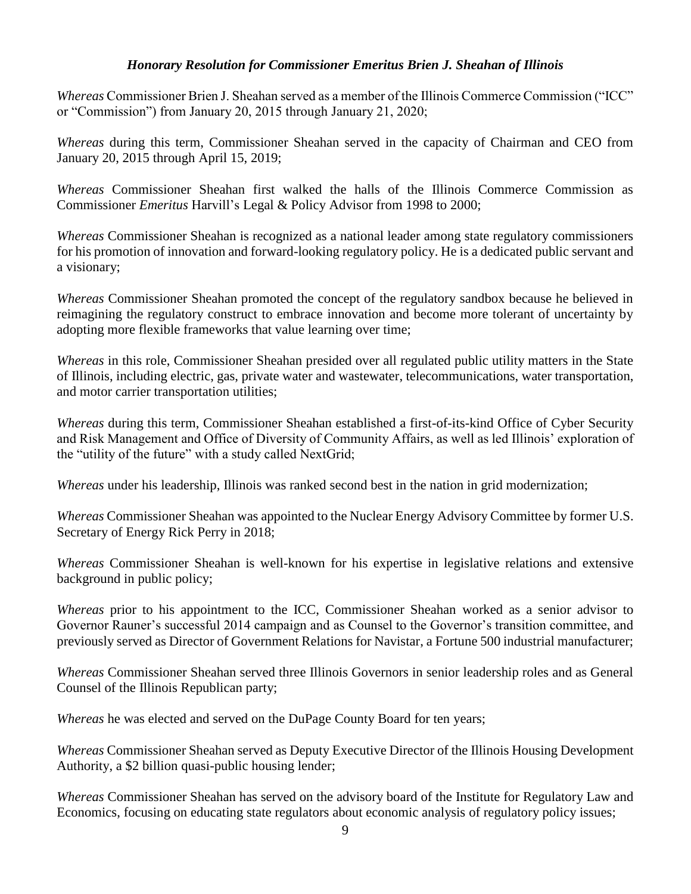### *Honorary Resolution for Commissioner Emeritus Brien J. Sheahan of Illinois*

*Whereas* Commissioner Brien J. Sheahan served as a member of the Illinois Commerce Commission ("ICC" or "Commission") from January 20, 2015 through January 21, 2020;

*Whereas* during this term, Commissioner Sheahan served in the capacity of Chairman and CEO from January 20, 2015 through April 15, 2019;

*Whereas* Commissioner Sheahan first walked the halls of the Illinois Commerce Commission as Commissioner *Emeritus* Harvill's Legal & Policy Advisor from 1998 to 2000;

*Whereas* Commissioner Sheahan is recognized as a national leader among state regulatory commissioners for his promotion of innovation and forward-looking regulatory policy. He is a dedicated public servant and a visionary;

*Whereas* Commissioner Sheahan promoted the concept of the regulatory sandbox because he believed in reimagining the regulatory construct to embrace innovation and become more tolerant of uncertainty by adopting more flexible frameworks that value learning over time;

*Whereas* in this role, Commissioner Sheahan presided over all regulated public utility matters in the State of Illinois, including electric, gas, private water and wastewater, telecommunications, water transportation, and motor carrier transportation utilities;

*Whereas* during this term, Commissioner Sheahan established a first-of-its-kind Office of Cyber Security and Risk Management and Office of Diversity of Community Affairs, as well as led Illinois' exploration of the "utility of the future" with a study called NextGrid;

*Whereas* under his leadership, Illinois was ranked second best in the nation in grid modernization;

*Whereas* Commissioner Sheahan was appointed to the Nuclear Energy Advisory Committee by former U.S. Secretary of Energy Rick Perry in 2018;

*Whereas* Commissioner Sheahan is well-known for his expertise in legislative relations and extensive background in public policy;

*Whereas* prior to his appointment to the ICC, Commissioner Sheahan worked as a senior advisor to Governor Rauner's successful 2014 campaign and as Counsel to the Governor's transition committee, and previously served as Director of Government Relations for Navistar, a Fortune 500 industrial manufacturer;

*Whereas* Commissioner Sheahan served three Illinois Governors in senior leadership roles and as General Counsel of the Illinois Republican party;

*Whereas* he was elected and served on the DuPage County Board for ten years;

*Whereas* Commissioner Sheahan served as Deputy Executive Director of the Illinois Housing Development Authority, a $2 billion quasi-public housing lender;

*Whereas* Commissioner Sheahan has served on the advisory board of the Institute for Regulatory Law and Economics, focusing on educating state regulators about economic analysis of regulatory policy issues;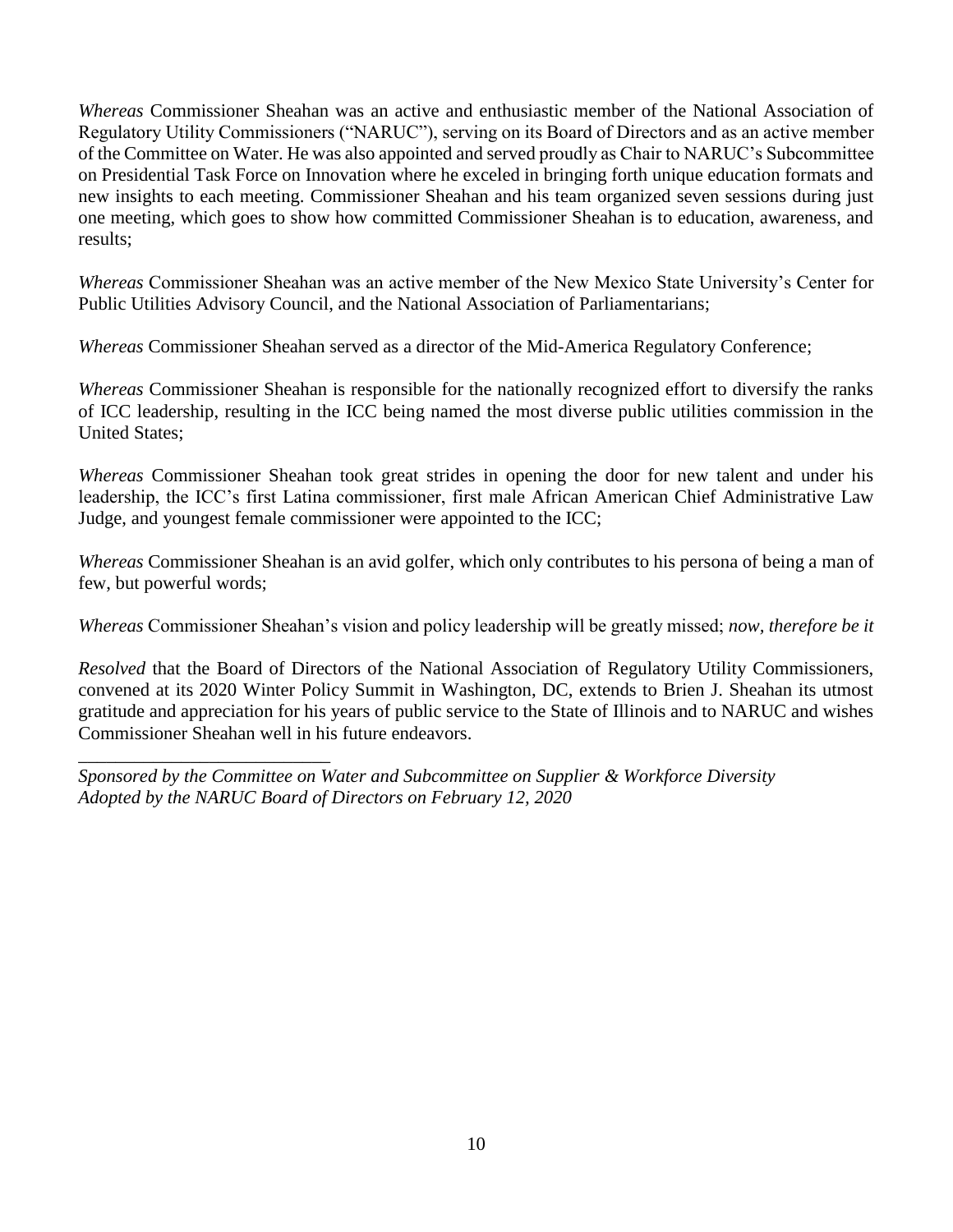*Whereas* Commissioner Sheahan was an active and enthusiastic member of the National Association of Regulatory Utility Commissioners ("NARUC"), serving on its Board of Directors and as an active member of the Committee on Water. He was also appointed and served proudly as Chair to NARUC's Subcommittee on Presidential Task Force on Innovation where he exceled in bringing forth unique education formats and new insights to each meeting. Commissioner Sheahan and his team organized seven sessions during just one meeting, which goes to show how committed Commissioner Sheahan is to education, awareness, and results;

*Whereas* Commissioner Sheahan was an active member of the New Mexico State University's Center for Public Utilities Advisory Council, and the National Association of Parliamentarians;

*Whereas* Commissioner Sheahan served as a director of the Mid-America Regulatory Conference;

*Whereas* Commissioner Sheahan is responsible for the nationally recognized effort to diversify the ranks of ICC leadership, resulting in the ICC being named the most diverse public utilities commission in the United States;

*Whereas* Commissioner Sheahan took great strides in opening the door for new talent and under his leadership, the ICC's first Latina commissioner, first male African American Chief Administrative Law Judge, and youngest female commissioner were appointed to the ICC;

*Whereas* Commissioner Sheahan is an avid golfer, which only contributes to his persona of being a man of few, but powerful words;

*Whereas* Commissioner Sheahan's vision and policy leadership will be greatly missed; *now, therefore be it*

*Resolved* that the Board of Directors of the National Association of Regulatory Utility Commissioners, convened at its 2020 Winter Policy Summit in Washington, DC, extends to Brien J. Sheahan its utmost gratitude and appreciation for his years of public service to the State of Illinois and to NARUC and wishes Commissioner Sheahan well in his future endeavors.

---

*Sponsored by the Committee on Water and Subcommittee on Supplier & Workforce Diversity*
*Adopted by the NARUC Board of Directors on February 12, 2020*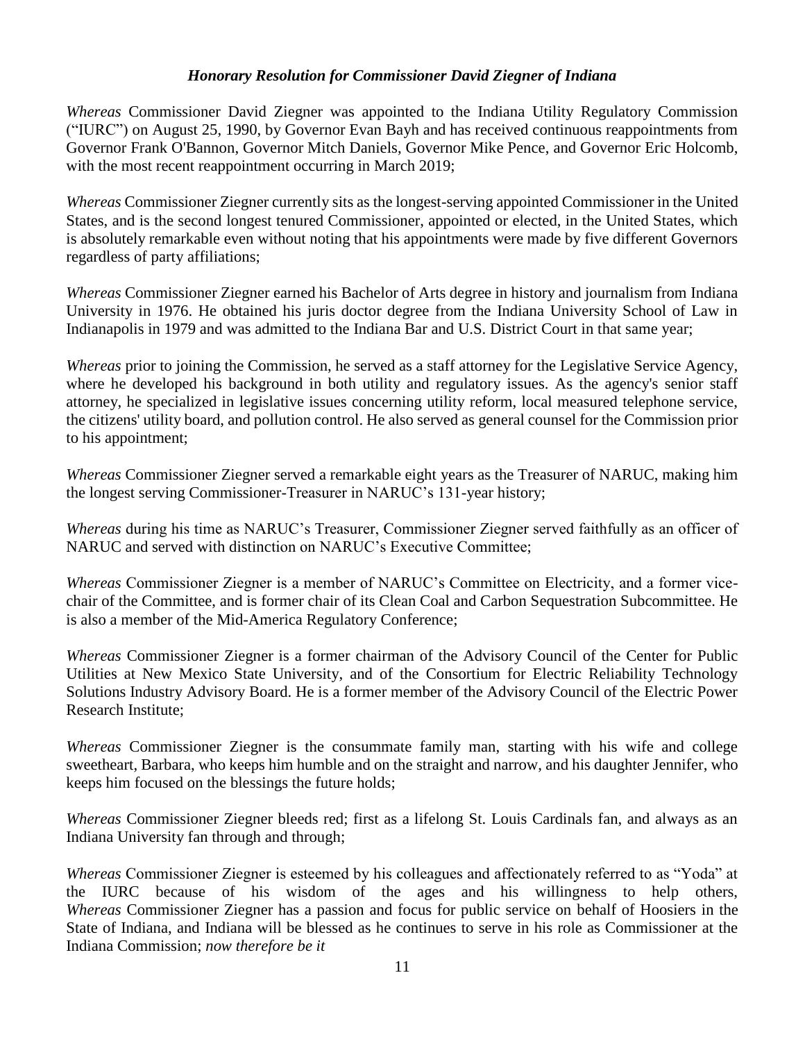### *Honorary Resolution for Commissioner David Ziegner of Indiana*

*Whereas* Commissioner David Ziegner was appointed to the Indiana Utility Regulatory Commission ("IURC") on August 25, 1990, by Governor Evan Bayh and has received continuous reappointments from Governor Frank O'Bannon, Governor Mitch Daniels, Governor Mike Pence, and Governor Eric Holcomb, with the most recent reappointment occurring in March 2019;

*Whereas* Commissioner Ziegner currently sits as the longest-serving appointed Commissioner in the United States, and is the second longest tenured Commissioner, appointed or elected, in the United States, which is absolutely remarkable even without noting that his appointments were made by five different Governors regardless of party affiliations;

*Whereas* Commissioner Ziegner earned his Bachelor of Arts degree in history and journalism from Indiana University in 1976. He obtained his juris doctor degree from the Indiana University School of Law in Indianapolis in 1979 and was admitted to the Indiana Bar and U.S. District Court in that same year;

*Whereas* prior to joining the Commission, he served as a staff attorney for the Legislative Service Agency, where he developed his background in both utility and regulatory issues. As the agency's senior staff attorney, he specialized in legislative issues concerning utility reform, local measured telephone service, the citizens' utility board, and pollution control. He also served as general counsel for the Commission prior to his appointment;

*Whereas* Commissioner Ziegner served a remarkable eight years as the Treasurer of NARUC, making him the longest serving Commissioner-Treasurer in NARUC's 131-year history;

*Whereas* during his time as NARUC's Treasurer, Commissioner Ziegner served faithfully as an officer of NARUC and served with distinction on NARUC's Executive Committee;

*Whereas* Commissioner Ziegner is a member of NARUC's Committee on Electricity, and a former vice-chair of the Committee, and is former chair of its Clean Coal and Carbon Sequestration Subcommittee. He is also a member of the Mid-America Regulatory Conference;

*Whereas* Commissioner Ziegner is a former chairman of the Advisory Council of the Center for Public Utilities at New Mexico State University, and of the Consortium for Electric Reliability Technology Solutions Industry Advisory Board. He is a former member of the Advisory Council of the Electric Power Research Institute;

*Whereas* Commissioner Ziegner is the consummate family man, starting with his wife and college sweetheart, Barbara, who keeps him humble and on the straight and narrow, and his daughter Jennifer, who keeps him focused on the blessings the future holds;

*Whereas* Commissioner Ziegner bleeds red; first as a lifelong St. Louis Cardinals fan, and always as an Indiana University fan through and through;

*Whereas* Commissioner Ziegner is esteemed by his colleagues and affectionately referred to as "Yoda" at the IURC because of his wisdom of the ages and his willingness to help others,
*Whereas* Commissioner Ziegner has a passion and focus for public service on behalf of Hoosiers in the State of Indiana, and Indiana will be blessed as he continues to serve in his role as Commissioner at the Indiana Commission; *now therefore be it*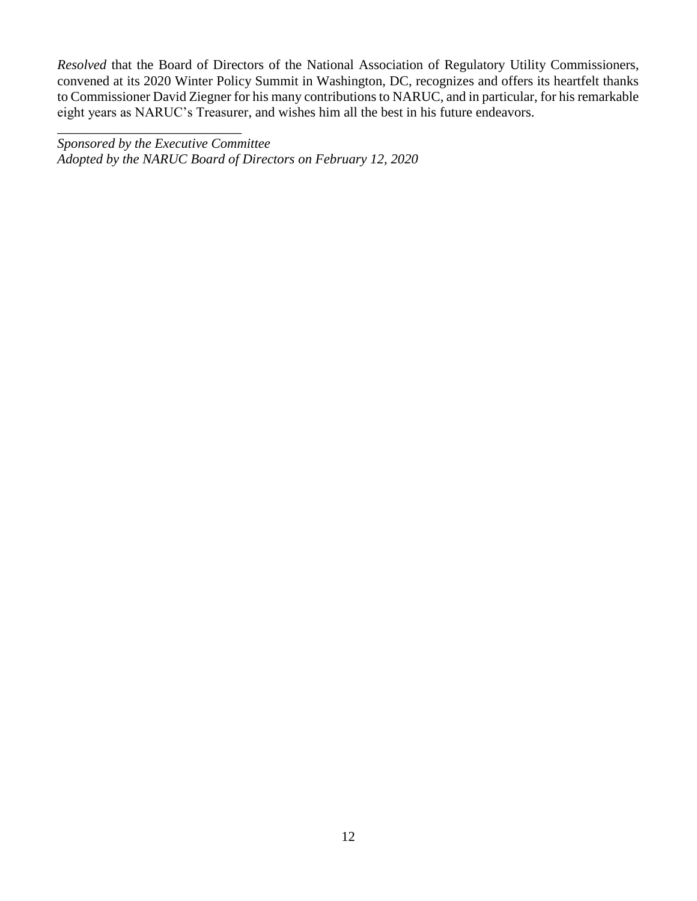*Resolved* that the Board of Directors of the National Association of Regulatory Utility Commissioners, convened at its 2020 Winter Policy Summit in Washington, DC, recognizes and offers its heartfelt thanks to Commissioner David Ziegner for his many contributions to NARUC, and in particular, for his remarkable eight years as NARUC's Treasurer, and wishes him all the best in his future endeavors.

\_\_\_\_\_\_\_\_\_\_\_\_\_\_\_\_\_\_\_\_\_\_\_\_\_\_\_\_

*Sponsored by the Executive Committee*
*Adopted by the NARUC Board of Directors on February 12, 2020*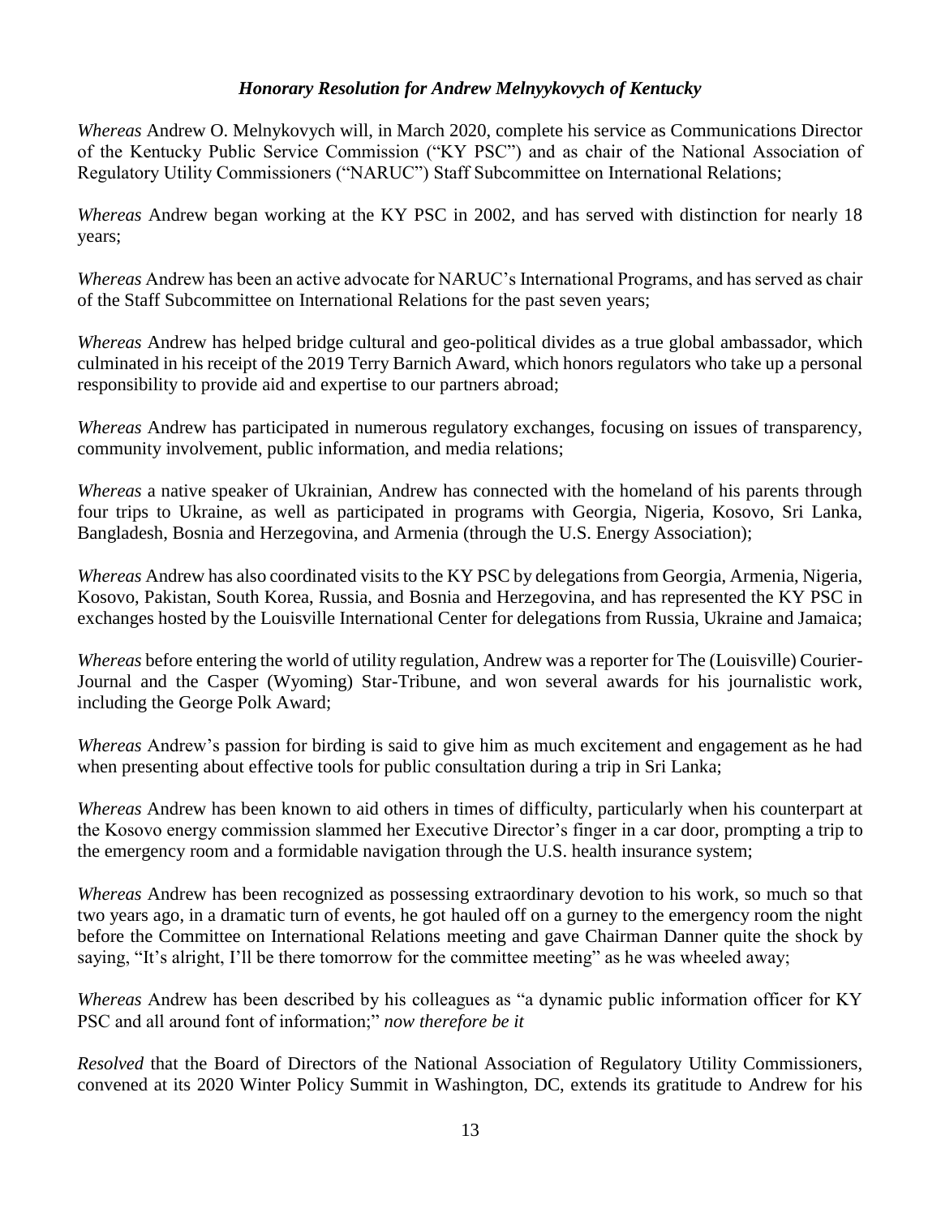### *Honorary Resolution for Andrew Melnyykovych of Kentucky*

*Whereas* Andrew O. Melnykovych will, in March 2020, complete his service as Communications Director of the Kentucky Public Service Commission ("KY PSC") and as chair of the National Association of Regulatory Utility Commissioners ("NARUC") Staff Subcommittee on International Relations;

*Whereas* Andrew began working at the KY PSC in 2002, and has served with distinction for nearly 18 years;

*Whereas* Andrew has been an active advocate for NARUC's International Programs, and has served as chair of the Staff Subcommittee on International Relations for the past seven years;

*Whereas* Andrew has helped bridge cultural and geo-political divides as a true global ambassador, which culminated in his receipt of the 2019 Terry Barnich Award, which honors regulators who take up a personal responsibility to provide aid and expertise to our partners abroad;

*Whereas* Andrew has participated in numerous regulatory exchanges, focusing on issues of transparency, community involvement, public information, and media relations;

*Whereas* a native speaker of Ukrainian, Andrew has connected with the homeland of his parents through four trips to Ukraine, as well as participated in programs with Georgia, Nigeria, Kosovo, Sri Lanka, Bangladesh, Bosnia and Herzegovina, and Armenia (through the U.S. Energy Association);

*Whereas* Andrew has also coordinated visits to the KY PSC by delegations from Georgia, Armenia, Nigeria, Kosovo, Pakistan, South Korea, Russia, and Bosnia and Herzegovina, and has represented the KY PSC in exchanges hosted by the Louisville International Center for delegations from Russia, Ukraine and Jamaica;

*Whereas* before entering the world of utility regulation, Andrew was a reporter for The (Louisville) Courier-Journal and the Casper (Wyoming) Star-Tribune, and won several awards for his journalistic work, including the George Polk Award;

*Whereas* Andrew's passion for birding is said to give him as much excitement and engagement as he had when presenting about effective tools for public consultation during a trip in Sri Lanka;

*Whereas* Andrew has been known to aid others in times of difficulty, particularly when his counterpart at the Kosovo energy commission slammed her Executive Director's finger in a car door, prompting a trip to the emergency room and a formidable navigation through the U.S. health insurance system;

*Whereas* Andrew has been recognized as possessing extraordinary devotion to his work, so much so that two years ago, in a dramatic turn of events, he got hauled off on a gurney to the emergency room the night before the Committee on International Relations meeting and gave Chairman Danner quite the shock by saying, "It's alright, I'll be there tomorrow for the committee meeting" as he was wheeled away;

*Whereas* Andrew has been described by his colleagues as "a dynamic public information officer for KY PSC and all around font of information;" *now therefore be it*

*Resolved* that the Board of Directors of the National Association of Regulatory Utility Commissioners, convened at its 2020 Winter Policy Summit in Washington, DC, extends its gratitude to Andrew for his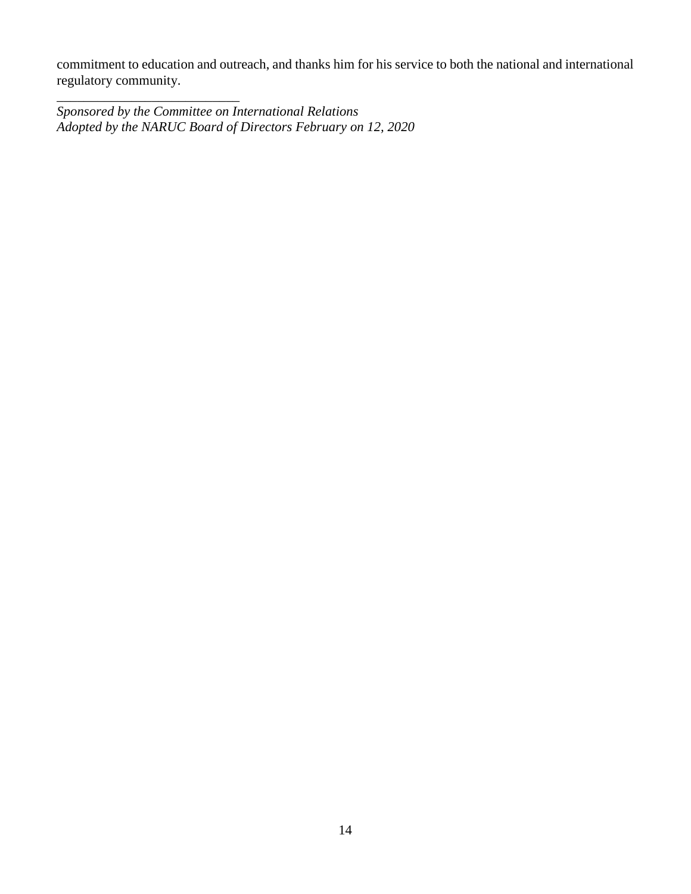commitment to education and outreach, and thanks him for his service to both the national and international regulatory community.

\_\_\_\_\_\_\_\_\_\_\_\_\_\_\_\_\_\_\_\_\_\_\_\_\_\_\_\_

*Sponsored by the Committee on International Relations*
*Adopted by the NARUC Board of Directors February on 12, 2020*